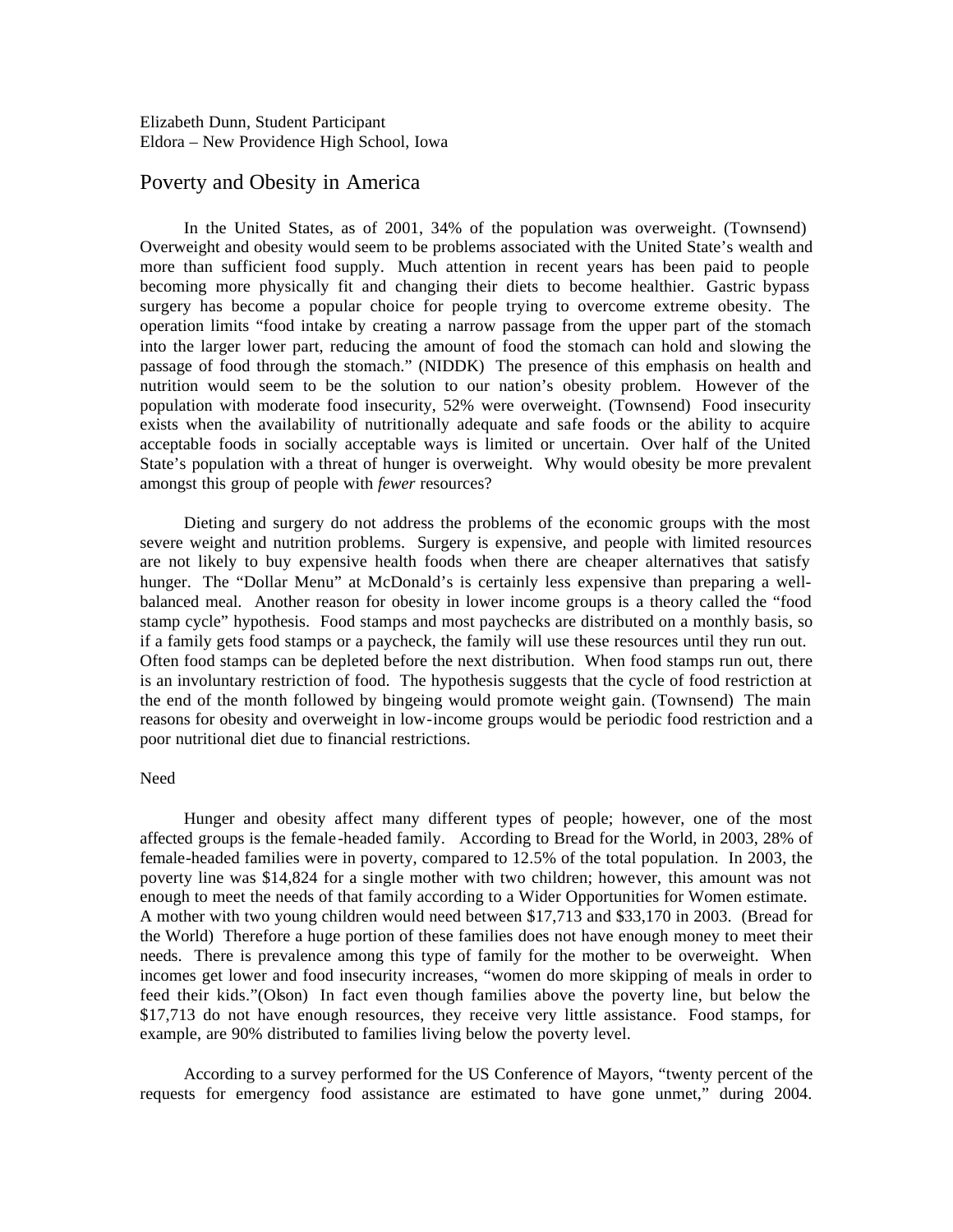Elizabeth Dunn, Student Participant
Eldora – New Providence High School, Iowa

# Poverty and Obesity in America

In the United States, as of 2001, 34% of the population was overweight. (Townsend) Overweight and obesity would seem to be problems associated with the United State's wealth and more than sufficient food supply. Much attention in recent years has been paid to people becoming more physically fit and changing their diets to become healthier. Gastric bypass surgery has become a popular choice for people trying to overcome extreme obesity. The operation limits "food intake by creating a narrow passage from the upper part of the stomach into the larger lower part, reducing the amount of food the stomach can hold and slowing the passage of food through the stomach." (NIDDK) The presence of this emphasis on health and nutrition would seem to be the solution to our nation's obesity problem. However of the population with moderate food insecurity, 52% were overweight. (Townsend) Food insecurity exists when the availability of nutritionally adequate and safe foods or the ability to acquire acceptable foods in socially acceptable ways is limited or uncertain. Over half of the United State's population with a threat of hunger is overweight. Why would obesity be more prevalent amongst this group of people with *fewer* resources?

Dieting and surgery do not address the problems of the economic groups with the most severe weight and nutrition problems. Surgery is expensive, and people with limited resources are not likely to buy expensive health foods when there are cheaper alternatives that satisfy hunger. The "Dollar Menu" at McDonald's is certainly less expensive than preparing a well-balanced meal. Another reason for obesity in lower income groups is a theory called the "food stamp cycle" hypothesis. Food stamps and most paychecks are distributed on a monthly basis, so if a family gets food stamps or a paycheck, the family will use these resources until they run out. Often food stamps can be depleted before the next distribution. When food stamps run out, there is an involuntary restriction of food. The hypothesis suggests that the cycle of food restriction at the end of the month followed by bingeing would promote weight gain. (Townsend) The main reasons for obesity and overweight in low-income groups would be periodic food restriction and a poor nutritional diet due to financial restrictions.

Need

Hunger and obesity affect many different types of people; however, one of the most affected groups is the female-headed family. According to Bread for the World, in 2003, 28% of female-headed families were in poverty, compared to 12.5% of the total population. In 2003, the poverty line was $14,824 for a single mother with two children; however, this amount was not enough to meet the needs of that family according to a Wider Opportunities for Women estimate. A mother with two young children would need between $17,713 and $33,170 in 2003. (Bread for the World) Therefore a huge portion of these families does not have enough money to meet their needs. There is prevalence among this type of family for the mother to be overweight. When incomes get lower and food insecurity increases, "women do more skipping of meals in order to feed their kids."(Olson) In fact even though families above the poverty line, but below the $17,713 do not have enough resources, they receive very little assistance. Food stamps, for example, are 90% distributed to families living below the poverty level.

According to a survey performed for the US Conference of Mayors, "twenty percent of the requests for emergency food assistance are estimated to have gone unmet," during 2004.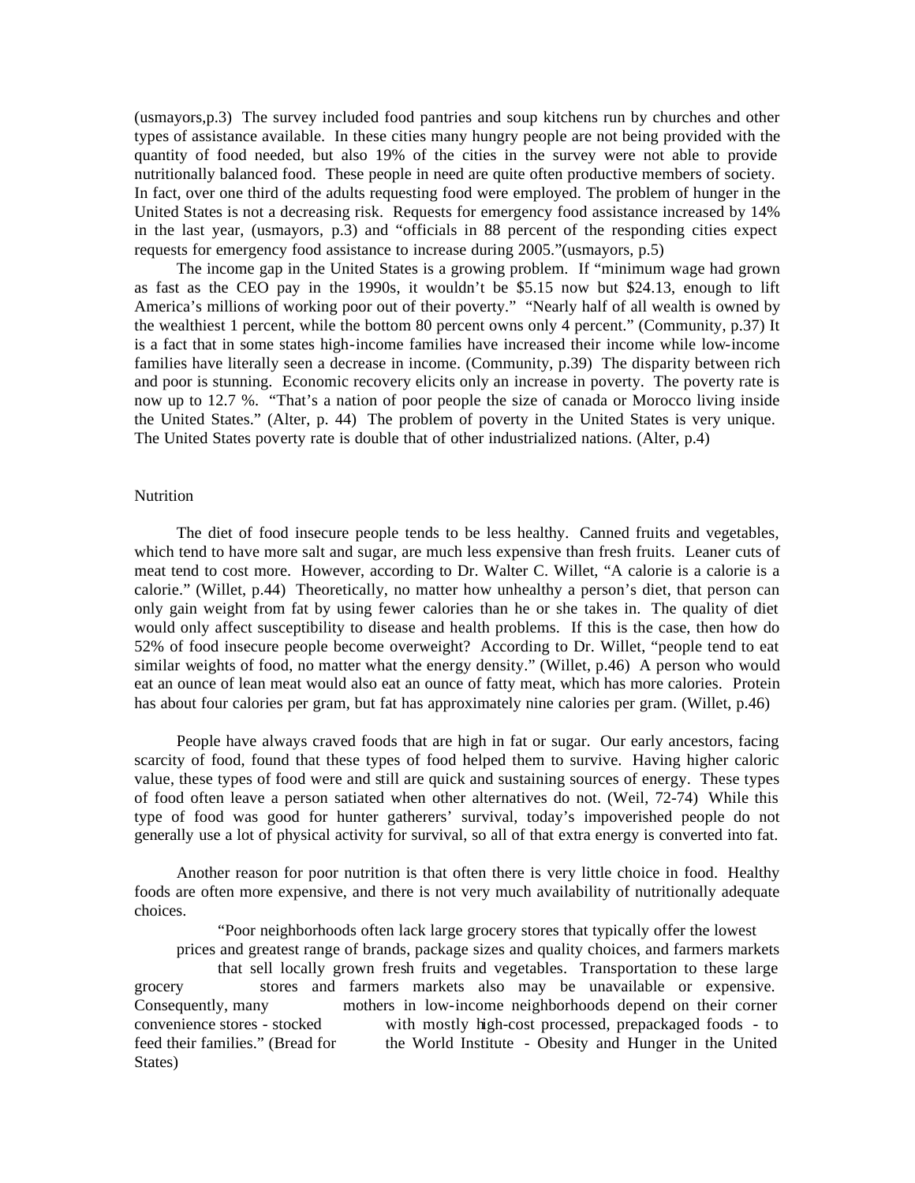(usmayors,p.3) The survey included food pantries and soup kitchens run by churches and other types of assistance available. In these cities many hungry people are not being provided with the quantity of food needed, but also 19% of the cities in the survey were not able to provide nutritionally balanced food. These people in need are quite often productive members of society. In fact, over one third of the adults requesting food were employed. The problem of hunger in the United States is not a decreasing risk. Requests for emergency food assistance increased by 14% in the last year, (usmayors, p.3) and "officials in 88 percent of the responding cities expect requests for emergency food assistance to increase during 2005."(usmayors, p.5)

The income gap in the United States is a growing problem. If "minimum wage had grown as fast as the CEO pay in the 1990s, it wouldn't be $5.15 now but $24.13, enough to lift America's millions of working poor out of their poverty." "Nearly half of all wealth is owned by the wealthiest 1 percent, while the bottom 80 percent owns only 4 percent." (Community, p.37) It is a fact that in some states high-income families have increased their income while low-income families have literally seen a decrease in income. (Community, p.39) The disparity between rich and poor is stunning. Economic recovery elicits only an increase in poverty. The poverty rate is now up to 12.7 %. "That's a nation of poor people the size of canada or Morocco living inside the United States." (Alter, p. 44) The problem of poverty in the United States is very unique. The United States poverty rate is double that of other industrialized nations. (Alter, p.4)

Nutrition

The diet of food insecure people tends to be less healthy. Canned fruits and vegetables, which tend to have more salt and sugar, are much less expensive than fresh fruits. Leaner cuts of meat tend to cost more. However, according to Dr. Walter C. Willet, "A calorie is a calorie is a calorie." (Willet, p.44) Theoretically, no matter how unhealthy a person's diet, that person can only gain weight from fat by using fewer calories than he or she takes in. The quality of diet would only affect susceptibility to disease and health problems. If this is the case, then how do 52% of food insecure people become overweight? According to Dr. Willet, "people tend to eat similar weights of food, no matter what the energy density." (Willet, p.46) A person who would eat an ounce of lean meat would also eat an ounce of fatty meat, which has more calories. Protein has about four calories per gram, but fat has approximately nine calories per gram. (Willet, p.46)

People have always craved foods that are high in fat or sugar. Our early ancestors, facing scarcity of food, found that these types of food helped them to survive. Having higher caloric value, these types of food were and still are quick and sustaining sources of energy. These types of food often leave a person satiated when other alternatives do not. (Weil, 72-74) While this type of food was good for hunter gatherers' survival, today's impoverished people do not generally use a lot of physical activity for survival, so all of that extra energy is converted into fat.

Another reason for poor nutrition is that often there is very little choice in food. Healthy foods are often more expensive, and there is not very much availability of nutritionally adequate choices.

> "Poor neighborhoods often lack large grocery stores that typically offer the lowest prices and greatest range of brands, package sizes and quality choices, and farmers markets that sell locally grown fresh fruits and vegetables. Transportation to these large grocery stores and farmers markets also may be unavailable or expensive. Consequently, many mothers in low-income neighborhoods depend on their corner convenience stores - stocked with mostly high-cost processed, prepackaged foods - to feed their families." (Bread for the World Institute - Obesity and Hunger in the United States)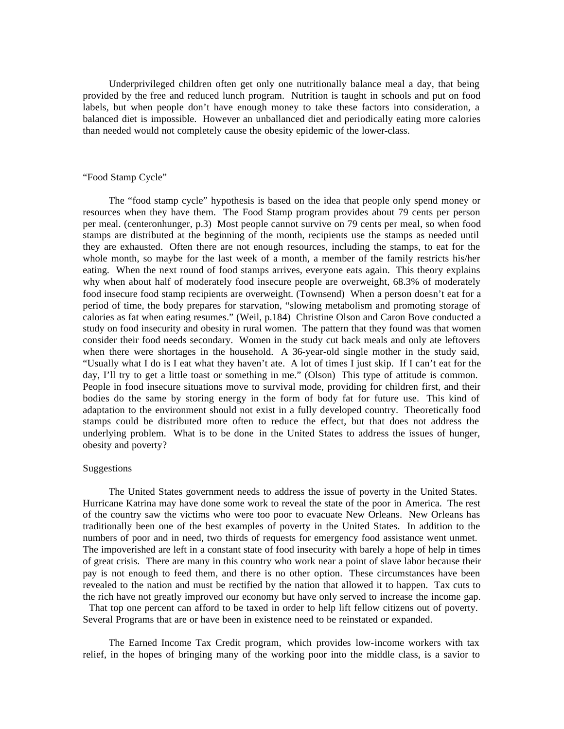Underprivileged children often get only one nutritionally balance meal a day, that being provided by the free and reduced lunch program. Nutrition is taught in schools and put on food labels, but when people don't have enough money to take these factors into consideration, a balanced diet is impossible. However an unballanced diet and periodically eating more calories than needed would not completely cause the obesity epidemic of the lower-class.

## "Food Stamp Cycle"

The "food stamp cycle" hypothesis is based on the idea that people only spend money or resources when they have them. The Food Stamp program provides about 79 cents per person per meal. (centeronhunger, p.3) Most people cannot survive on 79 cents per meal, so when food stamps are distributed at the beginning of the month, recipients use the stamps as needed until they are exhausted. Often there are not enough resources, including the stamps, to eat for the whole month, so maybe for the last week of a month, a member of the family restricts his/her eating. When the next round of food stamps arrives, everyone eats again. This theory explains why when about half of moderately food insecure people are overweight, 68.3% of moderately food insecure food stamp recipients are overweight. (Townsend) When a person doesn't eat for a period of time, the body prepares for starvation, "slowing metabolism and promoting storage of calories as fat when eating resumes." (Weil, p.184) Christine Olson and Caron Bove conducted a study on food insecurity and obesity in rural women. The pattern that they found was that women consider their food needs secondary. Women in the study cut back meals and only ate leftovers when there were shortages in the household. A 36-year-old single mother in the study said, "Usually what I do is I eat what they haven't ate. A lot of times I just skip. If I can't eat for the day, I'll try to get a little toast or something in me." (Olson) This type of attitude is common. People in food insecure situations move to survival mode, providing for children first, and their bodies do the same by storing energy in the form of body fat for future use. This kind of adaptation to the environment should not exist in a fully developed country. Theoretically food stamps could be distributed more often to reduce the effect, but that does not address the underlying problem. What is to be done in the United States to address the issues of hunger, obesity and poverty?

## Suggestions

The United States government needs to address the issue of poverty in the United States. Hurricane Katrina may have done some work to reveal the state of the poor in America. The rest of the country saw the victims who were too poor to evacuate New Orleans. New Orleans has traditionally been one of the best examples of poverty in the United States. In addition to the numbers of poor and in need, two thirds of requests for emergency food assistance went unmet. The impoverished are left in a constant state of food insecurity with barely a hope of help in times of great crisis. There are many in this country who work near a point of slave labor because their pay is not enough to feed them, and there is no other option. These circumstances have been revealed to the nation and must be rectified by the nation that allowed it to happen. Tax cuts to the rich have not greatly improved our economy but have only served to increase the income gap. That top one percent can afford to be taxed in order to help lift fellow citizens out of poverty. Several Programs that are or have been in existence need to be reinstated or expanded.

The Earned Income Tax Credit program, which provides low-income workers with tax relief, in the hopes of bringing many of the working poor into the middle class, is a savior to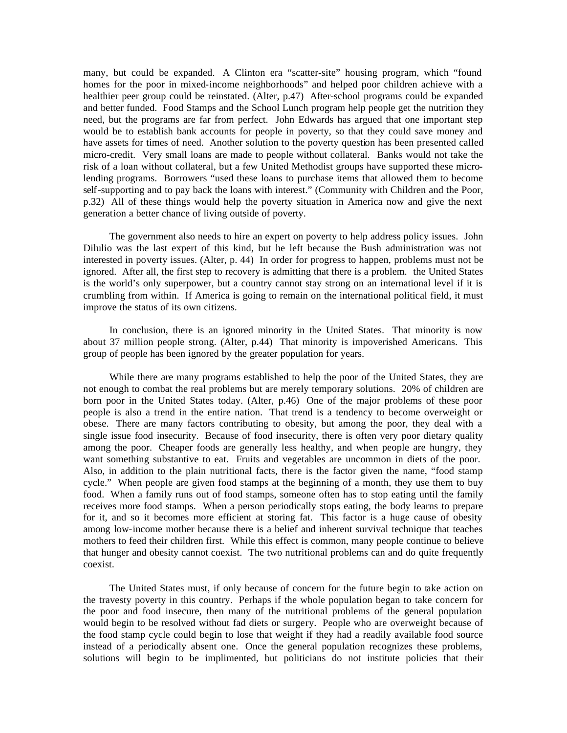many, but could be expanded. A Clinton era "scatter-site" housing program, which "found homes for the poor in mixed-income neighborhoods" and helped poor children achieve with a healthier peer group could be reinstated. (Alter, p.47) After-school programs could be expanded and better funded. Food Stamps and the School Lunch program help people get the nutrition they need, but the programs are far from perfect. John Edwards has argued that one important step would be to establish bank accounts for people in poverty, so that they could save money and have assets for times of need. Another solution to the poverty question has been presented called micro-credit. Very small loans are made to people without collateral. Banks would not take the risk of a loan without collateral, but a few United Methodist groups have supported these micro-lending programs. Borrowers "used these loans to purchase items that allowed them to become self-supporting and to pay back the loans with interest." (Community with Children and the Poor, p.32) All of these things would help the poverty situation in America now and give the next generation a better chance of living outside of poverty.

The government also needs to hire an expert on poverty to help address policy issues. John Dilulio was the last expert of this kind, but he left because the Bush administration was not interested in poverty issues. (Alter, p. 44) In order for progress to happen, problems must not be ignored. After all, the first step to recovery is admitting that there is a problem. the United States is the world's only superpower, but a country cannot stay strong on an international level if it is crumbling from within. If America is going to remain on the international political field, it must improve the status of its own citizens.

In conclusion, there is an ignored minority in the United States. That minority is now about 37 million people strong. (Alter, p.44) That minority is impoverished Americans. This group of people has been ignored by the greater population for years.

While there are many programs established to help the poor of the United States, they are not enough to combat the real problems but are merely temporary solutions. 20% of children are born poor in the United States today. (Alter, p.46) One of the major problems of these poor people is also a trend in the entire nation. That trend is a tendency to become overweight or obese. There are many factors contributing to obesity, but among the poor, they deal with a single issue food insecurity. Because of food insecurity, there is often very poor dietary quality among the poor. Cheaper foods are generally less healthy, and when people are hungry, they want something substantive to eat. Fruits and vegetables are uncommon in diets of the poor. Also, in addition to the plain nutritional facts, there is the factor given the name, "food stamp cycle." When people are given food stamps at the beginning of a month, they use them to buy food. When a family runs out of food stamps, someone often has to stop eating until the family receives more food stamps. When a person periodically stops eating, the body learns to prepare for it, and so it becomes more efficient at storing fat. This factor is a huge cause of obesity among low-income mother because there is a belief and inherent survival technique that teaches mothers to feed their children first. While this effect is common, many people continue to believe that hunger and obesity cannot coexist. The two nutritional problems can and do quite frequently coexist.

The United States must, if only because of concern for the future begin to take action on the travesty poverty in this country. Perhaps if the whole population began to take concern for the poor and food insecure, then many of the nutritional problems of the general population would begin to be resolved without fad diets or surgery. People who are overweight because of the food stamp cycle could begin to lose that weight if they had a readily available food source instead of a periodically absent one. Once the general population recognizes these problems, solutions will begin to be implimented, but politicians do not institute policies that their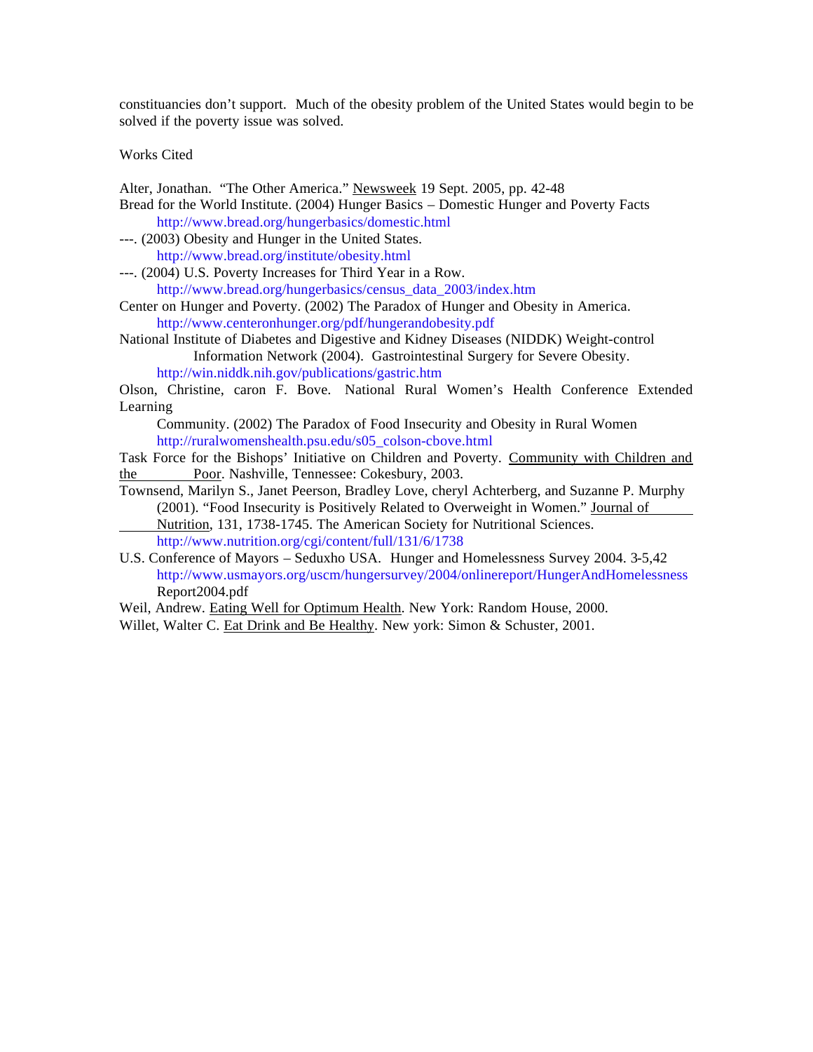constituencies don't support. Much of the obesity problem of the United States would begin to be solved if the poverty issue was solved.

Works Cited

Alter, Jonathan. "The Other America." Newsweek 19 Sept. 2005, pp. 42-48

Bread for the World Institute. (2004) Hunger Basics – Domestic Hunger and Poverty Facts http://www.bread.org/hungerbasics/domestic.html

---. (2003) Obesity and Hunger in the United States. http://www.bread.org/institute/obesity.html

---. (2004) U.S. Poverty Increases for Third Year in a Row. http://www.bread.org/hungerbasics/census_data_2003/index.htm

Center on Hunger and Poverty. (2002) The Paradox of Hunger and Obesity in America. http://www.centeronhunger.org/pdf/hungerandobesity.pdf

National Institute of Diabetes and Digestive and Kidney Diseases (NIDDK) Weight-control Information Network (2004). Gastrointestinal Surgery for Severe Obesity. http://win.niddk.nih.gov/publications/gastric.htm

Olson, Christine, caron F. Bove. National Rural Women's Health Conference Extended Learning Community. (2002) The Paradox of Food Insecurity and Obesity in Rural Women http://ruralwomenshealth.psu.edu/s05_colson-cbove.html

Task Force for the Bishops' Initiative on Children and Poverty. Community with Children and the Poor. Nashville, Tennessee: Cokesbury, 2003.

Townsend, Marilyn S., Janet Peerson, Bradley Love, cheryl Achterberg, and Suzanne P. Murphy (2001). "Food Insecurity is Positively Related to Overweight in Women." Journal of Nutrition, 131, 1738-1745. The American Society for Nutritional Sciences. http://www.nutrition.org/cgi/content/full/131/6/1738

U.S. Conference of Mayors – Seduxho USA. Hunger and Homelessness Survey 2004. 3-5,42 http://www.usmayors.org/uscm/hungersurvey/2004/onlinereport/HungerAndHomelessness Report2004.pdf

Weil, Andrew. Eating Well for Optimum Health. New York: Random House, 2000.

Willet, Walter C. Eat Drink and Be Healthy. New york: Simon & Schuster, 2001.